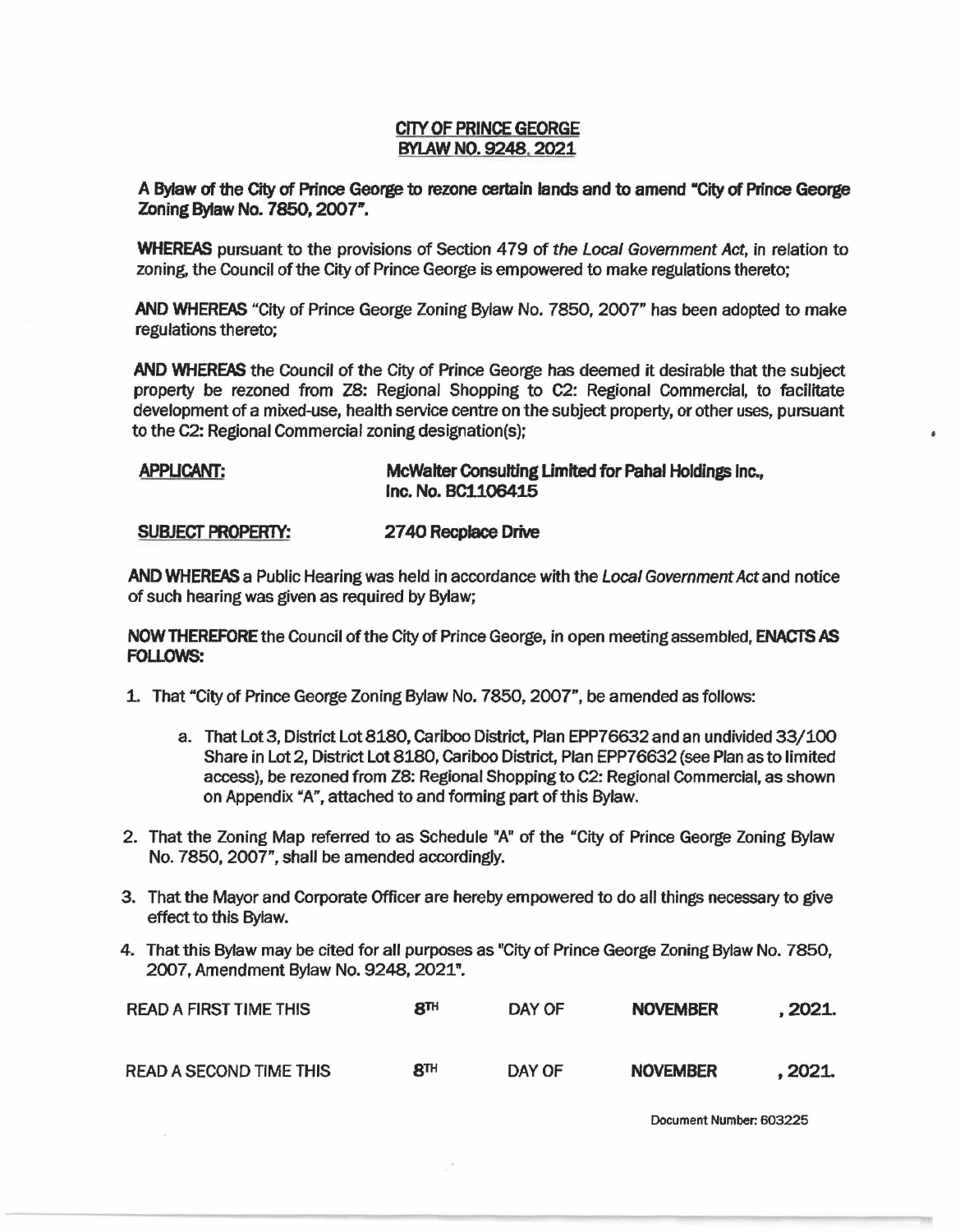# CITY OF PRINCE GEORGE
## BYLAW NO. 9248, 2021

**A Bylaw of the City of Prince George to rezone certain lands and to amend "City of Prince George Zoning Bylaw No. 7850, 2007".**

**WHEREAS** pursuant to the provisions of Section 479 of *the Local Government Act*, in relation to zoning, the Council of the City of Prince George is empowered to make regulations thereto;

**AND WHEREAS** "City of Prince George Zoning Bylaw No. 7850, 2007" has been adopted to make regulations thereto;

**AND WHEREAS** the Council of the City of Prince George has deemed it desirable that the subject property be rezoned from Z8: Regional Shopping to C2: Regional Commercial, to facilitate development of a mixed-use, health service centre on the subject property, or other uses, pursuant to the C2: Regional Commercial zoning designation(s);

**APPLICANT:** **McWalter Consulting Limited for Pahal Holdings Inc., Inc. No. BC1106415**

**SUBJECT PROPERTY:** **2740 Recplace Drive**

**AND WHEREAS** a Public Hearing was held in accordance with the *Local Government Act* and notice of such hearing was given as required by Bylaw;

**NOW THEREFORE** the Council of the City of Prince George, in open meeting assembled, **ENACTS AS FOLLOWS:**

1. That "City of Prince George Zoning Bylaw No. 7850, 2007", be amended as follows:
    a. That Lot 3, District Lot 8180, Cariboo District, Plan EPP76632 and an undivided 33/100 Share in Lot 2, District Lot 8180, Cariboo District, Plan EPP76632 (see Plan as to limited access), be rezoned from Z8: Regional Shopping to C2: Regional Commercial, as shown on Appendix "A", attached to and forming part of this Bylaw.
2. That the Zoning Map referred to as Schedule "A" of the "City of Prince George Zoning Bylaw No. 7850, 2007", shall be amended accordingly.
3. That the Mayor and Corporate Officer are hereby empowered to do all things necessary to give effect to this Bylaw.
4. That this Bylaw may be cited for all purposes as "City of Prince George Zoning Bylaw No. 7850, 2007, Amendment Bylaw No. 9248, 2021".

READ A FIRST TIME THIS 8TH DAY OF **NOVEMBER**, 2021.

READ A SECOND TIME THIS 8TH DAY OF **NOVEMBER**, 2021.

Document Number: 603225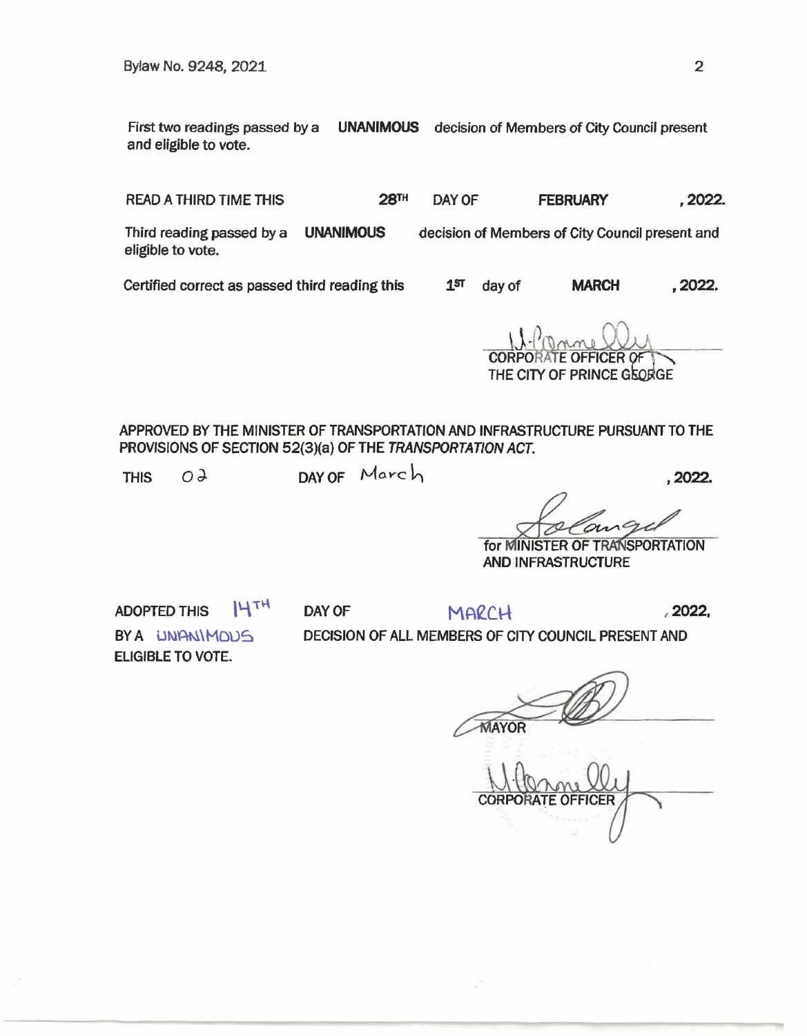First two readings passed by a **UNANIMOUS** decision of Members of City Council present and eligible to vote.

READ A THIRD TIME THIS **28TH** DAY OF **FEBRUARY**, **2022.**

Third reading passed by a **UNANIMOUS** decision of Members of City Council present and eligible to vote.

Certified correct as passed third reading this **1ST** day of **MARCH**, **2022.**

W. Connelly
CORPORATE OFFICER OF THE CITY OF PRINCE GEORGE

APPROVED BY THE MINISTER OF TRANSPORTATION AND INFRASTRUCTURE PURSUANT TO THE PROVISIONS OF SECTION 52(3)(a) OF THE *TRANSPORTATION ACT.*

THIS 02 DAY OF March, **2022.**

for MINISTER OF TRANSPORTATION AND INFRASTRUCTURE

ADOPTED THIS 14TH DAY OF MARCH, **2022,** BY A UNANIMOUS DECISION OF ALL MEMBERS OF CITY COUNCIL PRESENT AND ELIGIBLE TO VOTE.

MAYOR

W. Connelly
CORPORATE OFFICER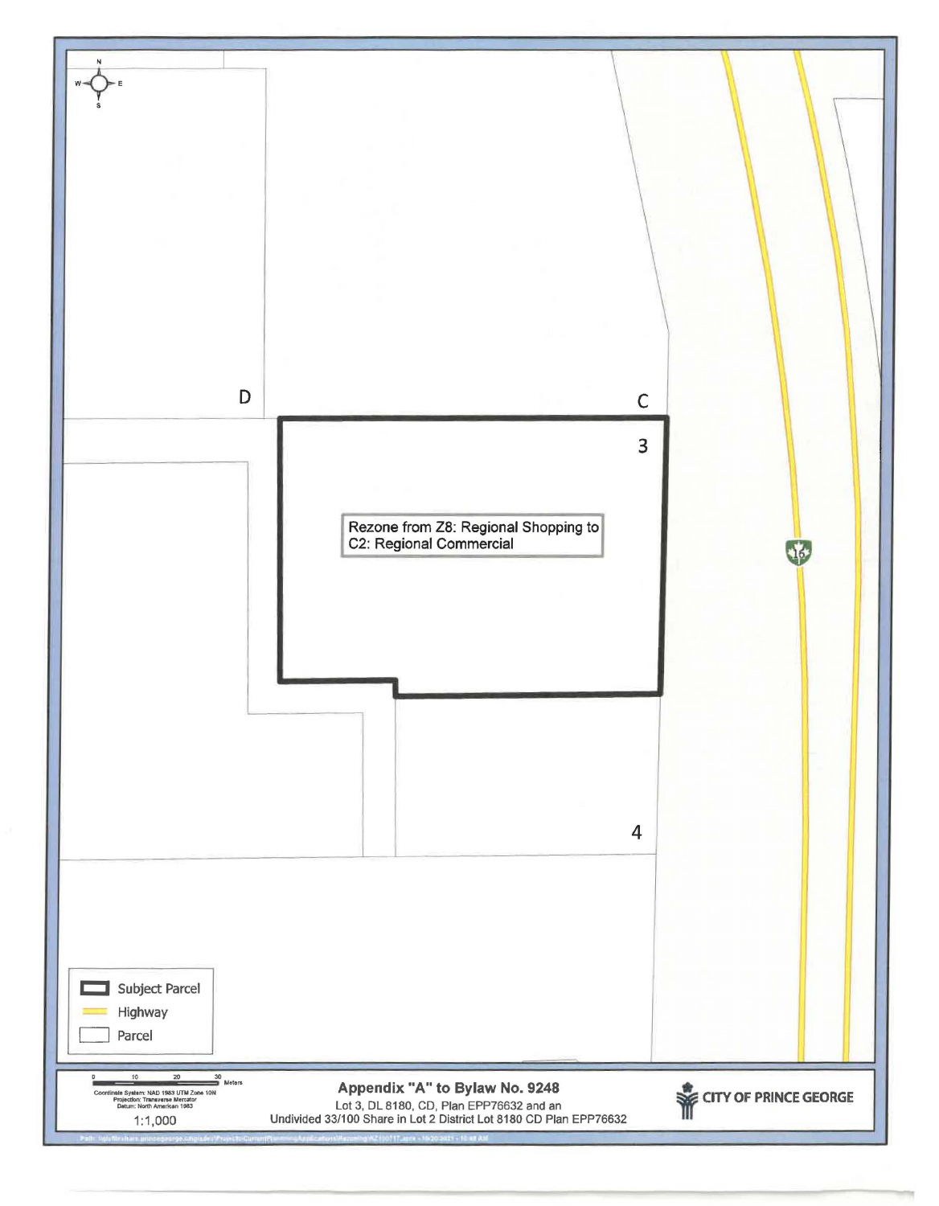N

W E

S

D

C

3

Rezone from Z8: Regional Shopping to C2: Regional Commercial

4

16

Subject Parcel

Highway

Parcel

0 10 20 30 Meters

Coordinate System: NAD 1983 UTM Zone 10N
Projection: Transverse Mercator
Datum: North American 1983

1:1,000

**Appendix "A" to Bylaw No. 9248**

Lot 3, DL 8180, CD, Plan EPP76632 and an
Undivided 33/100 Share in Lot 2 District Lot 8180 CD Plan EPP76632

CITY OF PRINCE GEORGE